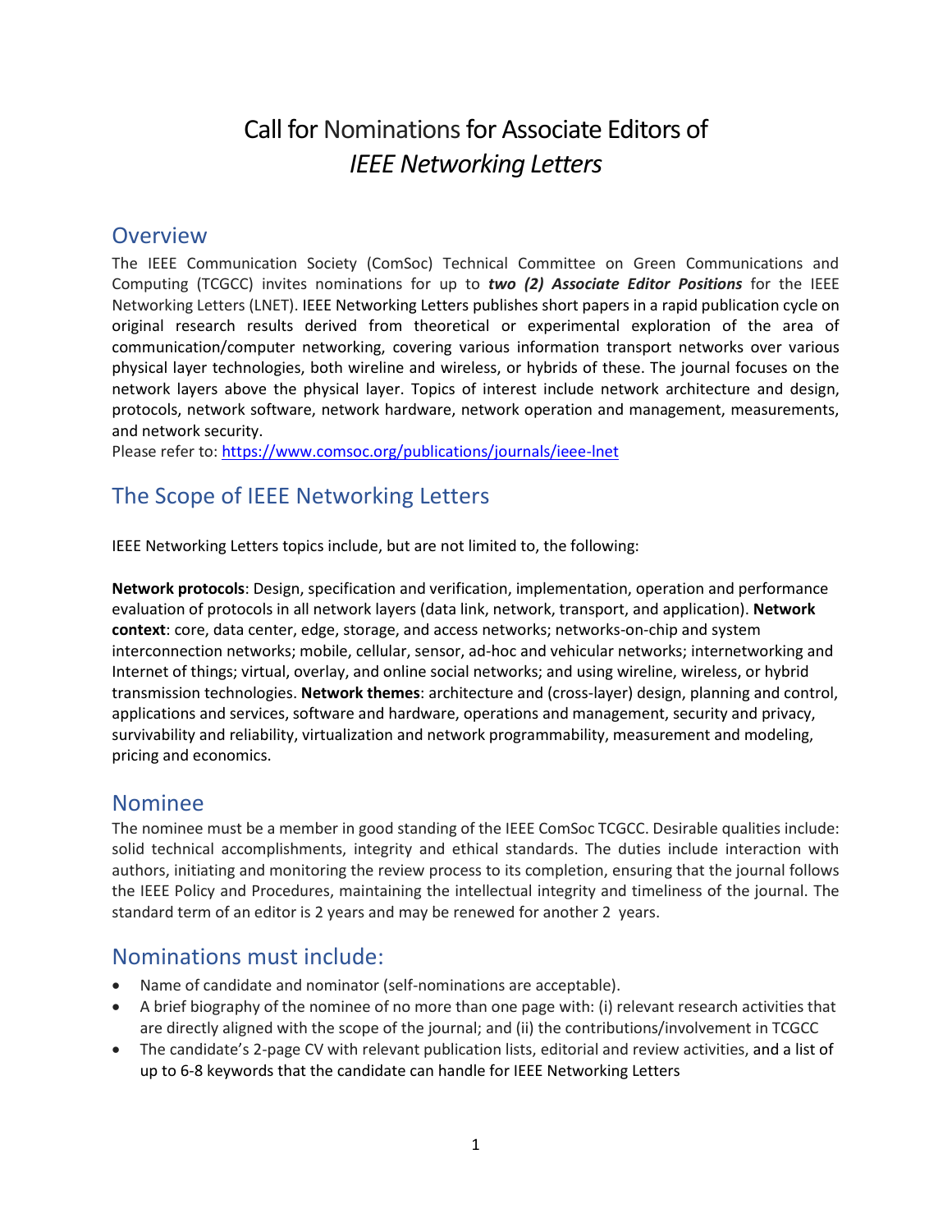# Call for Nominations for Associate Editors of *IEEE Networking Letters*

## Overview

The IEEE Communication Society (ComSoc) Technical Committee on Green Communications and Computing (TCGCC) invites nominations for up to ***two (2) Associate Editor Positions*** for the IEEE Networking Letters (LNET). IEEE Networking Letters publishes short papers in a rapid publication cycle on original research results derived from theoretical or experimental exploration of the area of communication/computer networking, covering various information transport networks over various physical layer technologies, both wireline and wireless, or hybrids of these. The journal focuses on the network layers above the physical layer. Topics of interest include network architecture and design, protocols, network software, network hardware, network operation and management, measurements, and network security.

Please refer to: https://www.comsoc.org/publications/journals/ieee-lnet

## The Scope of IEEE Networking Letters

IEEE Networking Letters topics include, but are not limited to, the following:

**Network protocols**: Design, specification and verification, implementation, operation and performance evaluation of protocols in all network layers (data link, network, transport, and application). **Network context**: core, data center, edge, storage, and access networks; networks-on-chip and system interconnection networks; mobile, cellular, sensor, ad-hoc and vehicular networks; internetworking and Internet of things; virtual, overlay, and online social networks; and using wireline, wireless, or hybrid transmission technologies. **Network themes**: architecture and (cross-layer) design, planning and control, applications and services, software and hardware, operations and management, security and privacy, survivability and reliability, virtualization and network programmability, measurement and modeling, pricing and economics.

## Nominee

The nominee must be a member in good standing of the IEEE ComSoc TCGCC. Desirable qualities include: solid technical accomplishments, integrity and ethical standards. The duties include interaction with authors, initiating and monitoring the review process to its completion, ensuring that the journal follows the IEEE Policy and Procedures, maintaining the intellectual integrity and timeliness of the journal. The standard term of an editor is 2 years and may be renewed for another 2 years.

## Nominations must include:

- Name of candidate and nominator (self-nominations are acceptable).
- A brief biography of the nominee of no more than one page with: (i) relevant research activities that are directly aligned with the scope of the journal; and (ii) the contributions/involvement in TCGCC
- The candidate's 2-page CV with relevant publication lists, editorial and review activities, and a list of up to 6-8 keywords that the candidate can handle for IEEE Networking Letters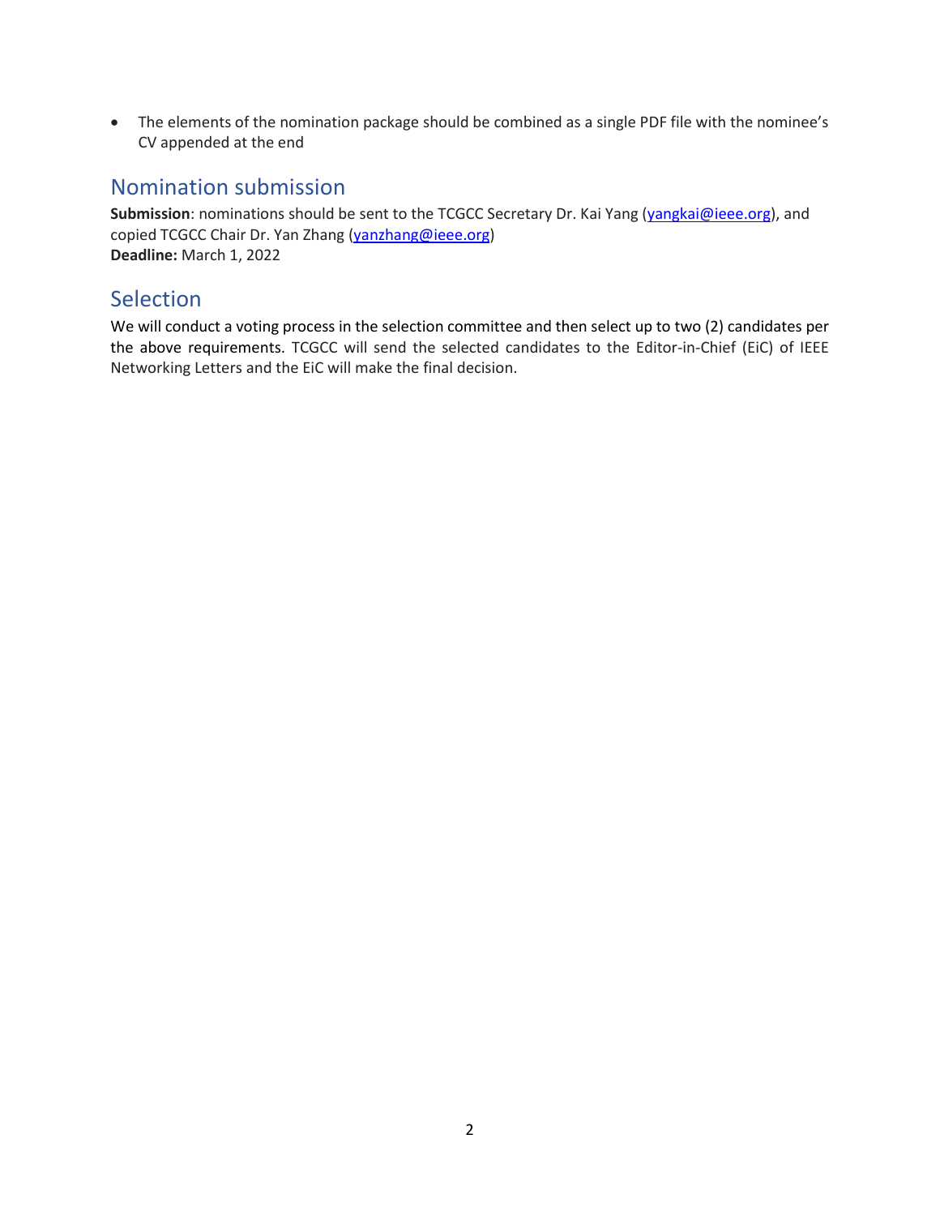- The elements of the nomination package should be combined as a single PDF file with the nominee's CV appended at the end

## Nomination submission

**Submission**: nominations should be sent to the TCGCC Secretary Dr. Kai Yang (yangkai@ieee.org), and copied TCGCC Chair Dr. Yan Zhang (yanzhang@ieee.org)
**Deadline:** March 1, 2022

## Selection

We will conduct a voting process in the selection committee and then select up to two (2) candidates per the above requirements. TCGCC will send the selected candidates to the Editor-in-Chief (EiC) of IEEE Networking Letters and the EiC will make the final decision.